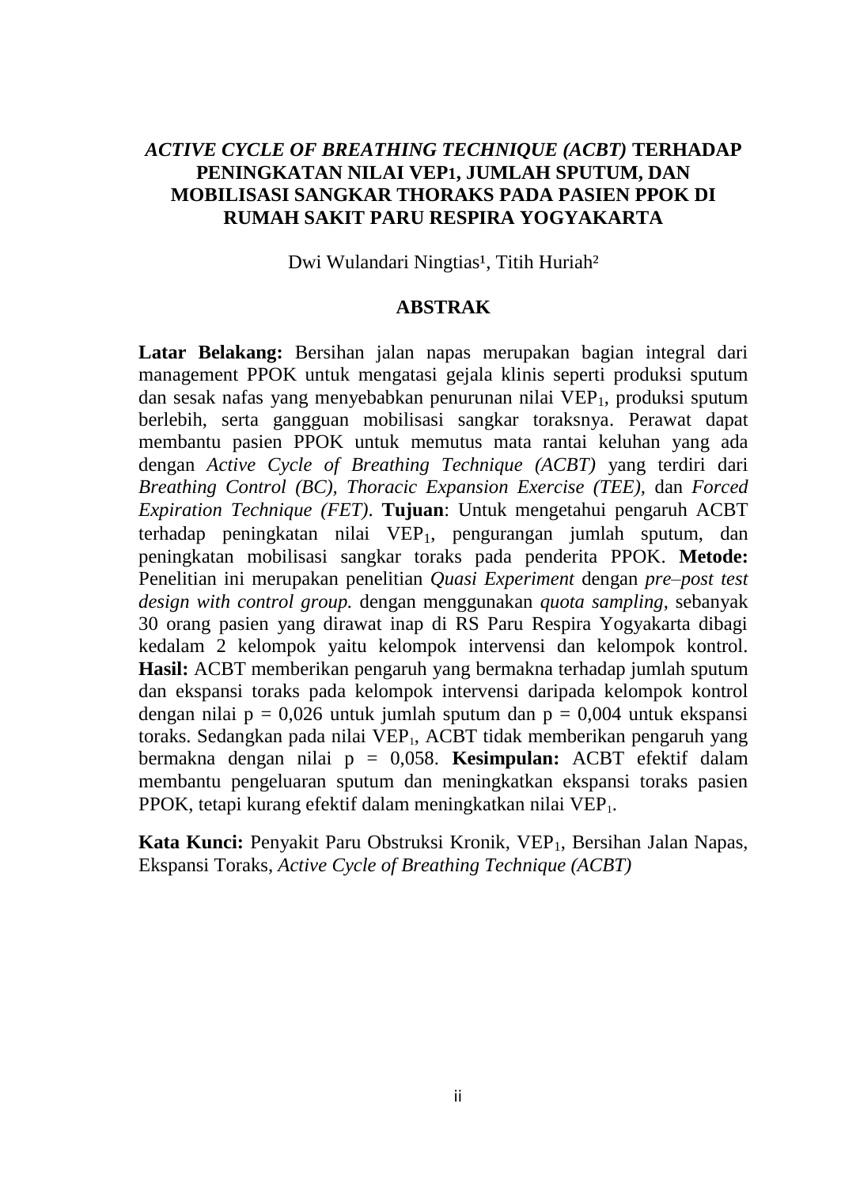# *ACTIVE CYCLE OF BREATHING TECHNIQUE (ACBT)* TERHADAP PENINGKATAN NILAI $VEP_1$, JUMLAH SPUTUM, DAN MOBILISASI SANGKAR THORAKS PADA PASIEN PPOK DI RUMAH SAKIT PARU RESPIRA YOGYAKARTA

Dwi Wulandari Ningtias[1], Titih Huriah[2]

## ABSTRAK

**Latar Belakang:** Bersihan jalan napas merupakan bagian integral dari management PPOK untuk mengatasi gejala klinis seperti produksi sputum dan sesak nafas yang menyebabkan penurunan nilai $VEP_1$, produksi sputum berlebih, serta gangguan mobilisasi sangkar toraksnya. Perawat dapat membantu pasien PPOK untuk memutus mata rantai keluhan yang ada dengan *Active Cycle of Breathing Technique (ACBT)* yang terdiri dari *Breathing Control (BC)*, *Thoracic Expansion Exercise (TEE)*, dan *Forced Expiration Technique (FET)*. **Tujuan**: Untuk mengetahui pengaruh ACBT terhadap peningkatan nilai $VEP_1$, pengurangan jumlah sputum, dan peningkatan mobilisasi sangkar toraks pada penderita PPOK. **Metode:** Penelitian ini merupakan penelitian *Quasi Experiment* dengan *pre–post test design with control group.* dengan menggunakan *quota sampling*, sebanyak 30 orang pasien yang dirawat inap di RS Paru Respira Yogyakarta dibagi kedalam 2 kelompok yaitu kelompok intervensi dan kelompok kontrol. **Hasil:** ACBT memberikan pengaruh yang bermakna terhadap jumlah sputum dan ekspansi toraks pada kelompok intervensi daripada kelompok kontrol dengan nilai $p = 0{,}026$ untuk jumlah sputum dan $p = 0{,}004$ untuk ekspansi toraks. Sedangkan pada nilai $VEP_1$, ACBT tidak memberikan pengaruh yang bermakna dengan nilai $p = 0{,}058$. **Kesimpulan:** ACBT efektif dalam membantu pengeluaran sputum dan meningkatkan ekspansi toraks pasien PPOK, tetapi kurang efektif dalam meningkatkan nilai $VEP_1$.

**Kata Kunci:** Penyakit Paru Obstruksi Kronik, $VEP_1$, Bersihan Jalan Napas, Ekspansi Toraks, *Active Cycle of Breathing Technique (ACBT)*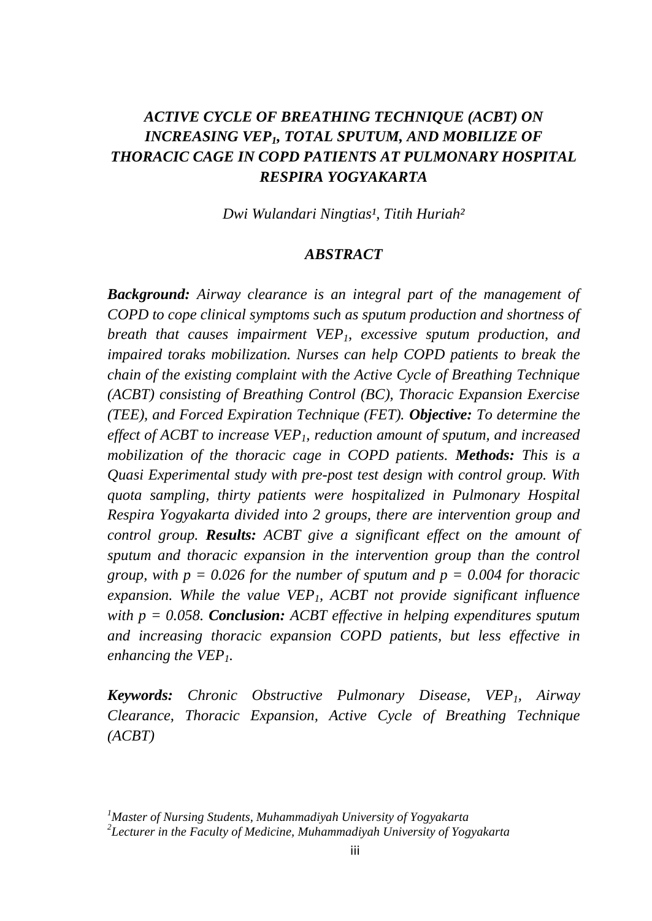# *ACTIVE CYCLE OF BREATHING TECHNIQUE (ACBT) ON INCREASING $VEP_1$, TOTAL SPUTUM, AND MOBILIZE OF THORACIC CAGE IN COPD PATIENTS AT PULMONARY HOSPITAL RESPIRA YOGYAKARTA*

*Dwi Wulandari Ningtias[1], Titih Huriah[2]*

## *ABSTRACT*

***Background:*** *Airway clearance is an integral part of the management of COPD to cope clinical symptoms such as sputum production and shortness of breath that causes impairment $VEP_1$, excessive sputum production, and impaired toraks mobilization. Nurses can help COPD patients to break the chain of the existing complaint with the Active Cycle of Breathing Technique (ACBT) consisting of Breathing Control (BC), Thoracic Expansion Exercise (TEE), and Forced Expiration Technique (FET).* ***Objective:*** *To determine the effect of ACBT to increase $VEP_1$, reduction amount of sputum, and increased mobilization of the thoracic cage in COPD patients.* ***Methods:*** *This is a Quasi Experimental study with pre-post test design with control group. With quota sampling, thirty patients were hospitalized in Pulmonary Hospital Respira Yogyakarta divided into 2 groups, there are intervention group and control group.* ***Results:*** *ACBT give a significant effect on the amount of sputum and thoracic expansion in the intervention group than the control group, with $p = 0.026$ for the number of sputum and $p = 0.004$ for thoracic expansion. While the value $VEP_1$, ACBT not provide significant influence with $p = 0.058$.* ***Conclusion:*** *ACBT effective in helping expenditures sputum and increasing thoracic expansion COPD patients, but less effective in enhancing the $VEP_1$.*

***Keywords:*** *Chronic Obstructive Pulmonary Disease, $VEP_1$, Airway Clearance, Thoracic Expansion, Active Cycle of Breathing Technique (ACBT)*

*[1]Master of Nursing Students, Muhammadiyah University of Yogyakarta*
*[2]Lecturer in the Faculty of Medicine, Muhammadiyah University of Yogyakarta*